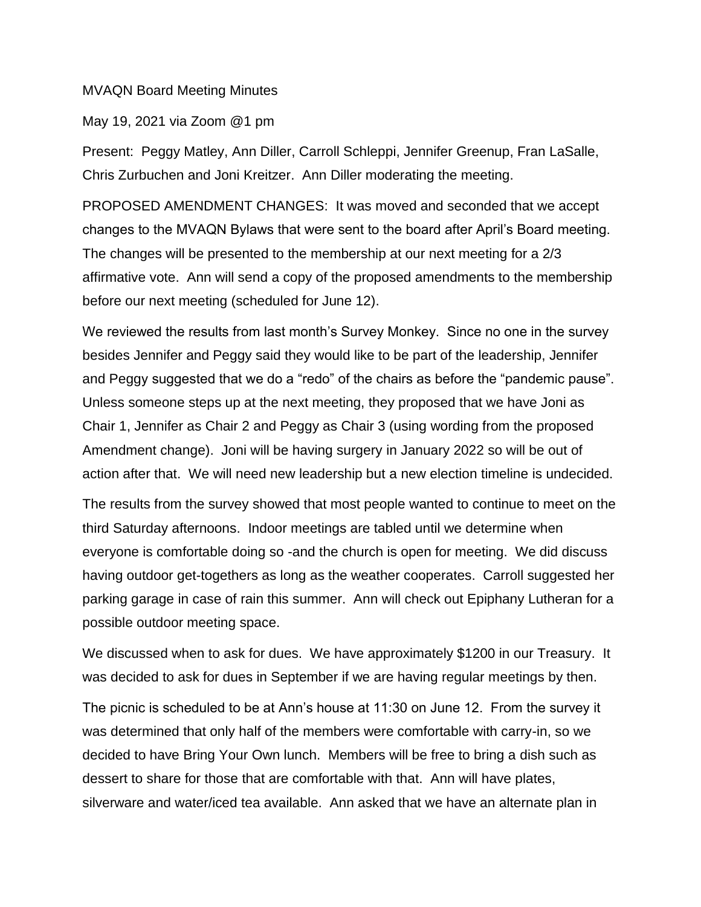MVAQN Board Meeting Minutes

May 19, 2021 via Zoom @1 pm

Present: Peggy Matley, Ann Diller, Carroll Schleppi, Jennifer Greenup, Fran LaSalle, Chris Zurbuchen and Joni Kreitzer. Ann Diller moderating the meeting.

PROPOSED AMENDMENT CHANGES: It was moved and seconded that we accept changes to the MVAQN Bylaws that were sent to the board after April's Board meeting. The changes will be presented to the membership at our next meeting for a 2/3 affirmative vote. Ann will send a copy of the proposed amendments to the membership before our next meeting (scheduled for June 12).

We reviewed the results from last month's Survey Monkey. Since no one in the survey besides Jennifer and Peggy said they would like to be part of the leadership, Jennifer and Peggy suggested that we do a "redo" of the chairs as before the "pandemic pause". Unless someone steps up at the next meeting, they proposed that we have Joni as Chair 1, Jennifer as Chair 2 and Peggy as Chair 3 (using wording from the proposed Amendment change). Joni will be having surgery in January 2022 so will be out of action after that. We will need new leadership but a new election timeline is undecided.

The results from the survey showed that most people wanted to continue to meet on the third Saturday afternoons. Indoor meetings are tabled until we determine when everyone is comfortable doing so -and the church is open for meeting. We did discuss having outdoor get-togethers as long as the weather cooperates. Carroll suggested her parking garage in case of rain this summer. Ann will check out Epiphany Lutheran for a possible outdoor meeting space.

We discussed when to ask for dues. We have approximately $1200 in our Treasury. It was decided to ask for dues in September if we are having regular meetings by then.

The picnic is scheduled to be at Ann's house at 11:30 on June 12. From the survey it was determined that only half of the members were comfortable with carry-in, so we decided to have Bring Your Own lunch. Members will be free to bring a dish such as dessert to share for those that are comfortable with that. Ann will have plates, silverware and water/iced tea available. Ann asked that we have an alternate plan in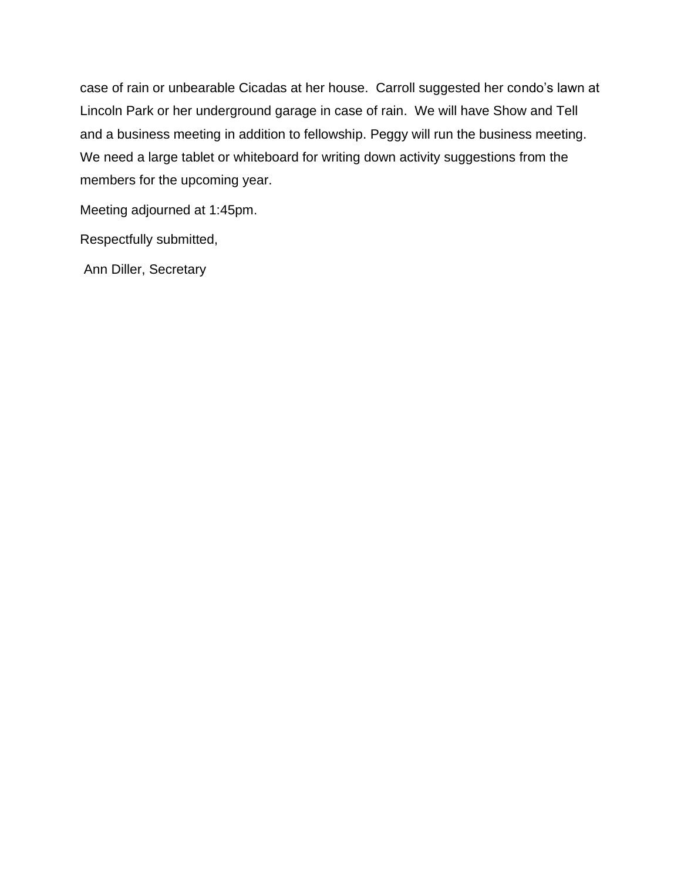case of rain or unbearable Cicadas at her house. Carroll suggested her condo's lawn at Lincoln Park or her underground garage in case of rain. We will have Show and Tell and a business meeting in addition to fellowship. Peggy will run the business meeting. We need a large tablet or whiteboard for writing down activity suggestions from the members for the upcoming year.

Meeting adjourned at 1:45pm.

Respectfully submitted,

Ann Diller, Secretary